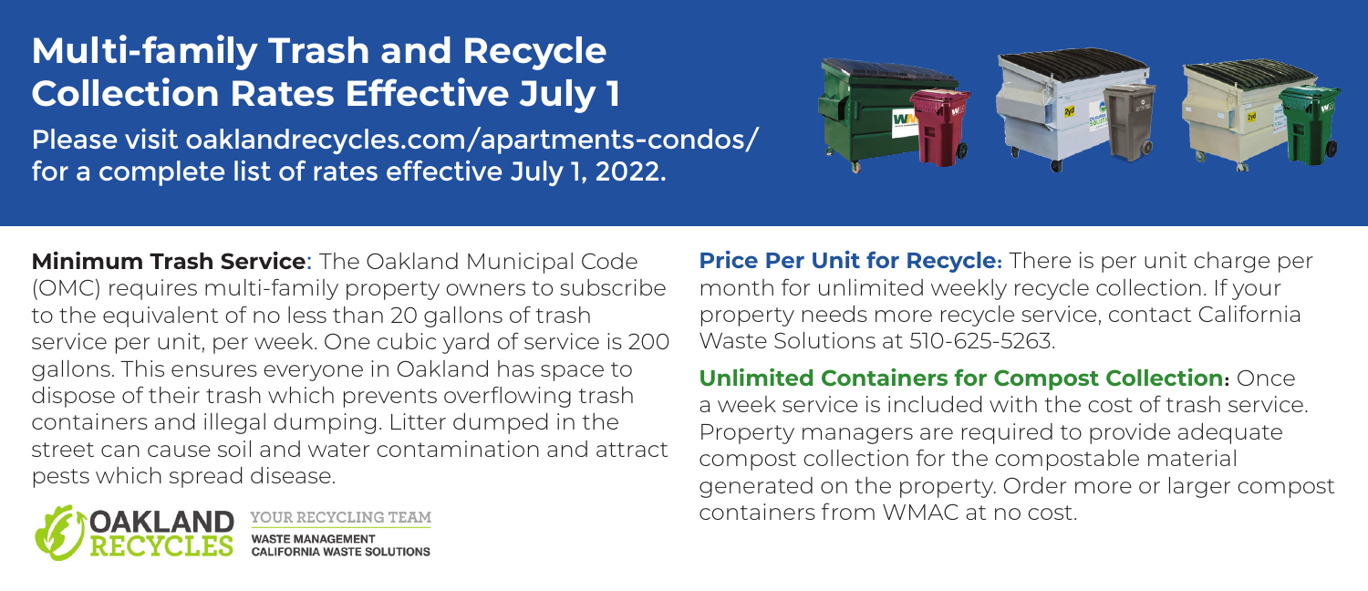# Multi-family Trash and Recycle Collection Rates Effective July 1

Please visit oaklandrecycles.com/apartments-condos/ for a complete list of rates effective July 1, 2022.

**Minimum Trash Service**: The Oakland Municipal Code (OMC) requires multi-family property owners to subscribe to the equivalent of no less than 20 gallons of trash service per unit, per week. One cubic yard of service is 200 gallons. This ensures everyone in Oakland has space to dispose of their trash which prevents overflowing trash containers and illegal dumping. Litter dumped in the street can cause soil and water contamination and attract pests which spread disease.

OAKLAND RECYCLES

YOUR RECYCLING TEAM

WASTE MANAGEMENT

CALIFORNIA WASTE SOLUTIONS

**Price Per Unit for Recycle:** There is per unit charge per month for unlimited weekly recycle collection. If your property needs more recycle service, contact California Waste Solutions at 510-625-5263.

**Unlimited Containers for Compost Collection:** Once a week service is included with the cost of trash service. Property managers are required to provide adequate compost collection for the compostable material generated on the property. Order more or larger compost containers from WMAC at no cost.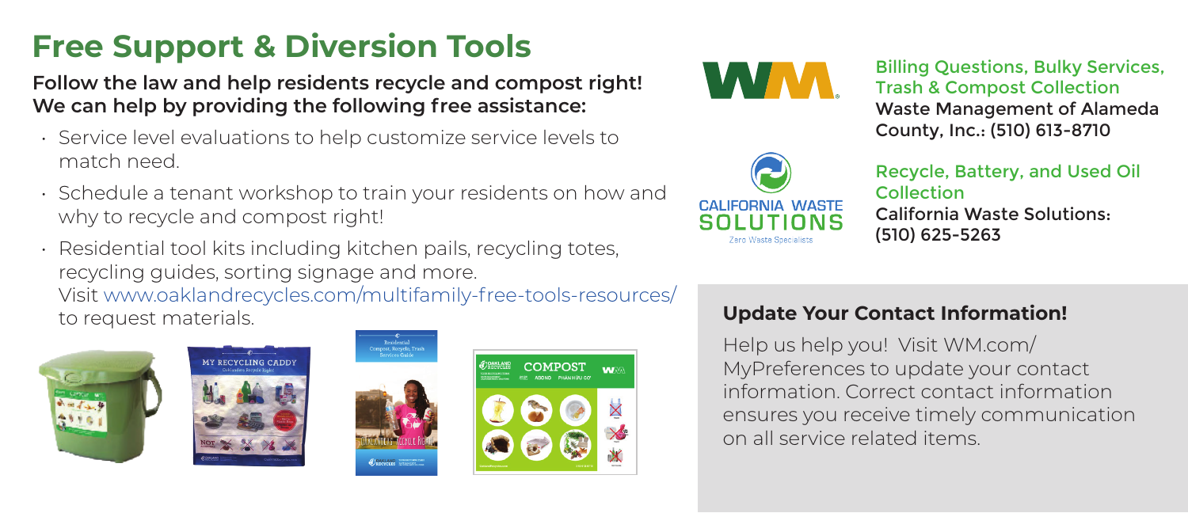# Free Support & Diversion Tools

**Follow the law and help residents recycle and compost right! We can help by providing the following free assistance:**

- Service level evaluations to help customize service levels to match need.
- Schedule a tenant workshop to train your residents on how and why to recycle and compost right!
- Residential tool kits including kitchen pails, recycling totes, recycling guides, sorting signage and more. Visit www.oaklandrecycles.com/multifamily-free-tools-resources/ to request materials.

**Billing Questions, Bulky Services, Trash & Compost Collection**
Waste Management of Alameda County, Inc.: (510) 613-8710

**Recycle, Battery, and Used Oil Collection**
California Waste Solutions: (510) 625-5263

## Update Your Contact Information!

Help us help you! Visit WM.com/MyPreferences to update your contact information. Correct contact information ensures you receive timely communication on all service related items.